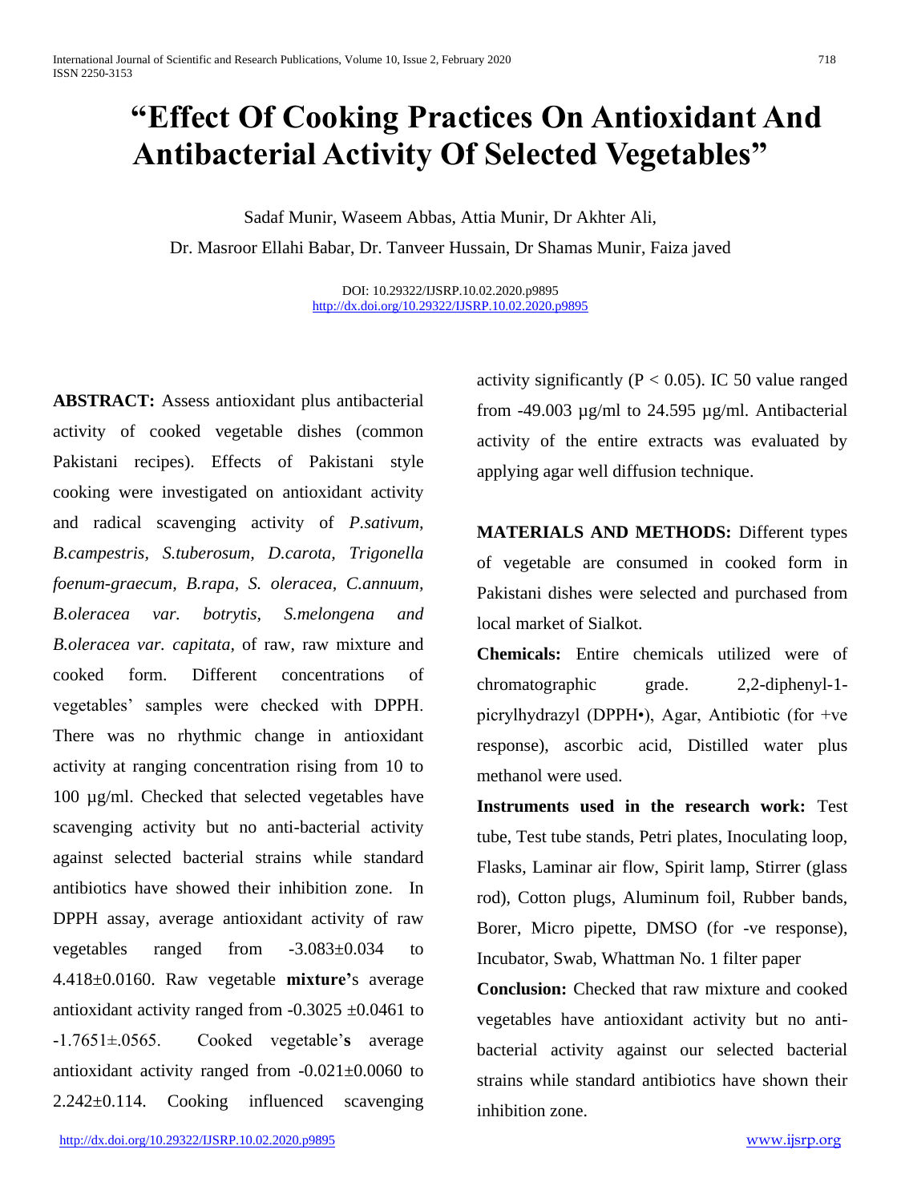# "Effect Of Cooking Practices On Antioxidant And Antibacterial Activity Of Selected Vegetables"

Sadaf Munir, Waseem Abbas, Attia Munir, Dr Akhter Ali,

Dr. Masroor Ellahi Babar, Dr. Tanveer Hussain, Dr Shamas Munir, Faiza javed

DOI: 10.29322/IJSRP.10.02.2020.p9895
http://dx.doi.org/10.29322/IJSRP.10.02.2020.p9895

**ABSTRACT:** Assess antioxidant plus antibacterial activity of cooked vegetable dishes (common Pakistani recipes). Effects of Pakistani style cooking were investigated on antioxidant activity and radical scavenging activity of *P.sativum, B.campestris, S.tuberosum, D.carota, Trigonella foenum-graecum, B.rapa, S. oleracea, C.annuum, B.oleracea var. botrytis, S.melongena and B.oleracea var. capitata,* of raw, raw mixture and cooked form. Different concentrations of vegetables' samples were checked with DPPH. There was no rhythmic change in antioxidant activity at ranging concentration rising from 10 to 100 µg/ml. Checked that selected vegetables have scavenging activity but no anti-bacterial activity against selected bacterial strains while standard antibiotics have showed their inhibition zone. In DPPH assay, average antioxidant activity of raw vegetables ranged from -3.083±0.034 to 4.418±0.0160. Raw vegetable **mixture**'s average antioxidant activity ranged from -0.3025 ±0.0461 to -1.7651±.0565. Cooked vegetable'**s** average antioxidant activity ranged from -0.021±0.0060 to 2.242±0.114. Cooking influenced scavenging activity significantly ($P < 0.05$). IC 50 value ranged from -49.003 µg/ml to 24.595 µg/ml. Antibacterial activity of the entire extracts was evaluated by applying agar well diffusion technique.

**MATERIALS AND METHODS:** Different types of vegetable are consumed in cooked form in Pakistani dishes were selected and purchased from local market of Sialkot.

**Chemicals:** Entire chemicals utilized were of chromatographic grade. 2,2-diphenyl-1-picrylhydrazyl (DPPH•), Agar, Antibiotic (for +ve response), ascorbic acid, Distilled water plus methanol were used.

**Instruments used in the research work:** Test tube, Test tube stands, Petri plates, Inoculating loop, Flasks, Laminar air flow, Spirit lamp, Stirrer (glass rod), Cotton plugs, Aluminum foil, Rubber bands, Borer, Micro pipette, DMSO (for -ve response), Incubator, Swab, Whattman No. 1 filter paper

**Conclusion:** Checked that raw mixture and cooked vegetables have antioxidant activity but no anti-bacterial activity against our selected bacterial strains while standard antibiotics have shown their inhibition zone.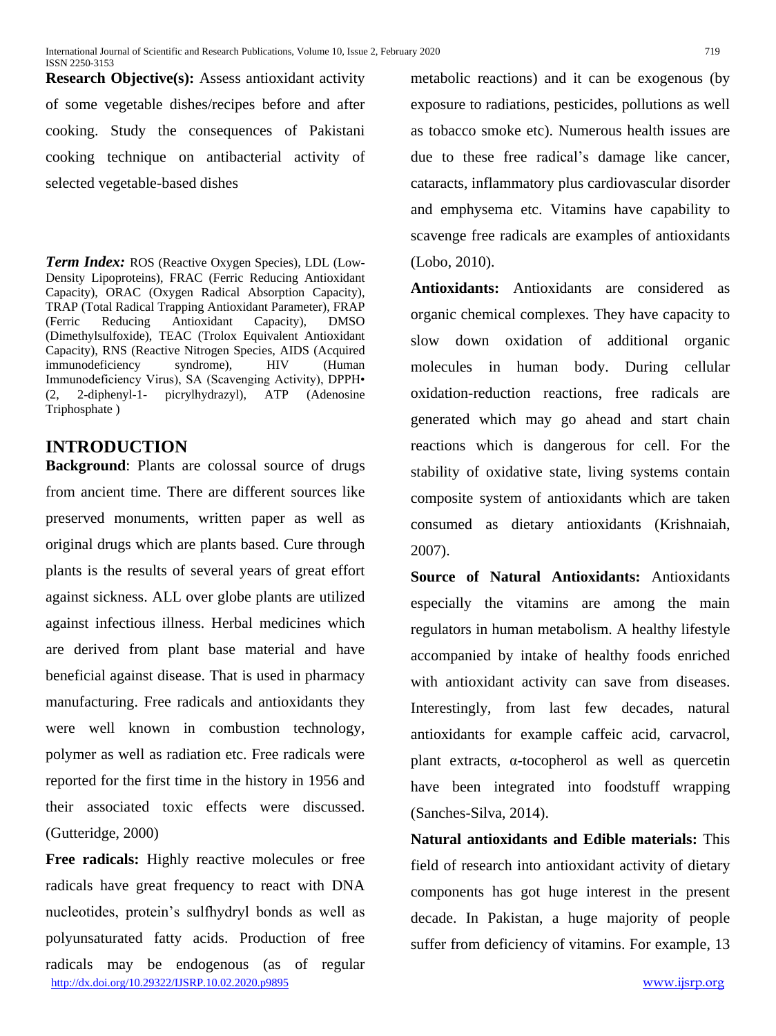**Research Objective(s):** Assess antioxidant activity of some vegetable dishes/recipes before and after cooking. Study the consequences of Pakistani cooking technique on antibacterial activity of selected vegetable-based dishes

***Term Index:*** ROS (Reactive Oxygen Species), LDL (Low-Density Lipoproteins), FRAC (Ferric Reducing Antioxidant Capacity), ORAC (Oxygen Radical Absorption Capacity), TRAP (Total Radical Trapping Antioxidant Parameter), FRAP (Ferric Reducing Antioxidant Capacity), DMSO (Dimethylsulfoxide), TEAC (Trolox Equivalent Antioxidant Capacity), RNS (Reactive Nitrogen Species, AIDS (Acquired immunodeficiency syndrome), HIV (Human Immunodeficiency Virus), SA (Scavenging Activity), DPPH• (2, 2-diphenyl-1- picrylhydrazyl), ATP (Adenosine Triphosphate )

## INTRODUCTION

**Background**: Plants are colossal source of drugs from ancient time. There are different sources like preserved monuments, written paper as well as original drugs which are plants based. Cure through plants is the results of several years of great effort against sickness. ALL over globe plants are utilized against infectious illness. Herbal medicines which are derived from plant base material and have beneficial against disease. That is used in pharmacy manufacturing. Free radicals and antioxidants they were well known in combustion technology, polymer as well as radiation etc. Free radicals were reported for the first time in the history in 1956 and their associated toxic effects were discussed. (Gutteridge, 2000)

**Free radicals:** Highly reactive molecules or free radicals have great frequency to react with DNA nucleotides, protein's sulfhydryl bonds as well as polyunsaturated fatty acids. Production of free radicals may be endogenous (as of regular metabolic reactions) and it can be exogenous (by exposure to radiations, pesticides, pollutions as well as tobacco smoke etc). Numerous health issues are due to these free radical's damage like cancer, cataracts, inflammatory plus cardiovascular disorder and emphysema etc. Vitamins have capability to scavenge free radicals are examples of antioxidants (Lobo, 2010).

**Antioxidants:** Antioxidants are considered as organic chemical complexes. They have capacity to slow down oxidation of additional organic molecules in human body. During cellular oxidation-reduction reactions, free radicals are generated which may go ahead and start chain reactions which is dangerous for cell. For the stability of oxidative state, living systems contain composite system of antioxidants which are taken consumed as dietary antioxidants (Krishnaiah, 2007).

**Source of Natural Antioxidants:** Antioxidants especially the vitamins are among the main regulators in human metabolism. A healthy lifestyle accompanied by intake of healthy foods enriched with antioxidant activity can save from diseases. Interestingly, from last few decades, natural antioxidants for example caffeic acid, carvacrol, plant extracts, α-tocopherol as well as quercetin have been integrated into foodstuff wrapping (Sanches-Silva, 2014).

**Natural antioxidants and Edible materials:** This field of research into antioxidant activity of dietary components has got huge interest in the present decade. In Pakistan, a huge majority of people suffer from deficiency of vitamins. For example, 13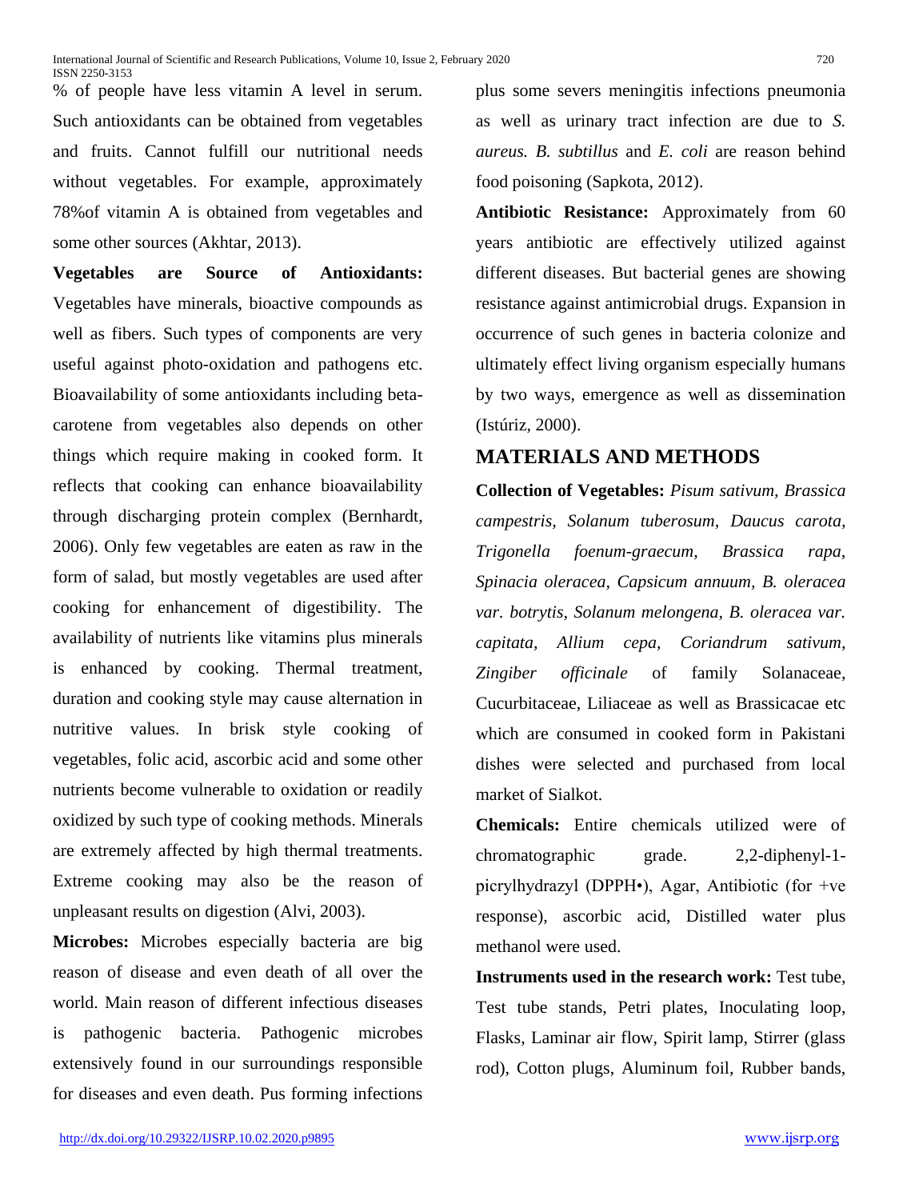% of people have less vitamin A level in serum. Such antioxidants can be obtained from vegetables and fruits. Cannot fulfill our nutritional needs without vegetables. For example, approximately 78%of vitamin A is obtained from vegetables and some other sources (Akhtar, 2013).

**Vegetables are Source of Antioxidants:** Vegetables have minerals, bioactive compounds as well as fibers. Such types of components are very useful against photo-oxidation and pathogens etc. Bioavailability of some antioxidants including beta-carotene from vegetables also depends on other things which require making in cooked form. It reflects that cooking can enhance bioavailability through discharging protein complex (Bernhardt, 2006). Only few vegetables are eaten as raw in the form of salad, but mostly vegetables are used after cooking for enhancement of digestibility. The availability of nutrients like vitamins plus minerals is enhanced by cooking. Thermal treatment, duration and cooking style may cause alternation in nutritive values. In brisk style cooking of vegetables, folic acid, ascorbic acid and some other nutrients become vulnerable to oxidation or readily oxidized by such type of cooking methods. Minerals are extremely affected by high thermal treatments. Extreme cooking may also be the reason of unpleasant results on digestion (Alvi, 2003).

**Microbes:** Microbes especially bacteria are big reason of disease and even death of all over the world. Main reason of different infectious diseases is pathogenic bacteria. Pathogenic microbes extensively found in our surroundings responsible for diseases and even death. Pus forming infections plus some severs meningitis infections pneumonia as well as urinary tract infection are due to *S. aureus. B. subtillus* and *E. coli* are reason behind food poisoning (Sapkota, 2012).

**Antibiotic Resistance:** Approximately from 60 years antibiotic are effectively utilized against different diseases. But bacterial genes are showing resistance against antimicrobial drugs. Expansion in occurrence of such genes in bacteria colonize and ultimately effect living organism especially humans by two ways, emergence as well as dissemination (Istúriz, 2000).

## MATERIALS AND METHODS

**Collection of Vegetables:** *Pisum sativum, Brassica campestris, Solanum tuberosum, Daucus carota, Trigonella foenum-graecum, Brassica rapa, Spinacia oleracea, Capsicum annuum, B. oleracea var. botrytis, Solanum melongena, B. oleracea var. capitata, Allium cepa, Coriandrum sativum, Zingiber officinale* of family Solanaceae, Cucurbitaceae, Liliaceae as well as Brassicacae etc which are consumed in cooked form in Pakistani dishes were selected and purchased from local market of Sialkot.

**Chemicals:** Entire chemicals utilized were of chromatographic grade. 2,2-diphenyl-1-picrylhydrazyl (DPPH•), Agar, Antibiotic (for +ve response), ascorbic acid, Distilled water plus methanol were used.

**Instruments used in the research work:** Test tube, Test tube stands, Petri plates, Inoculating loop, Flasks, Laminar air flow, Spirit lamp, Stirrer (glass rod), Cotton plugs, Aluminum foil, Rubber bands,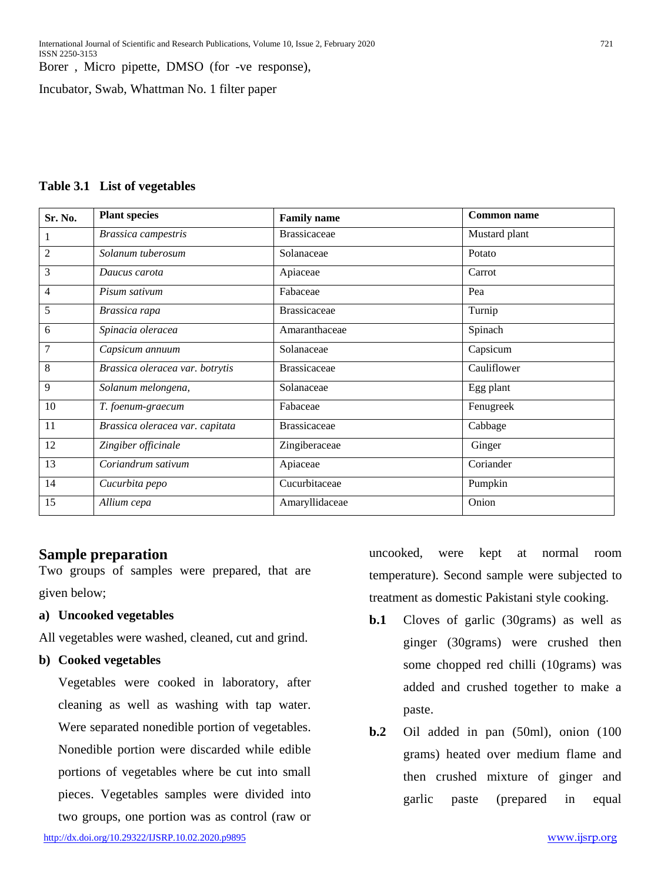Borer , Micro pipette, DMSO (for -ve response), Incubator, Swab, Whattman No. 1 filter paper

**Table 3.1 List of vegetables**

| Sr. No. | Plant species | Family name | Common name |
|---|---|---|---|
| 1 | *Brassica campestris* | Brassicaceae | Mustard plant |
| 2 | *Solanum tuberosum* | Solanaceae | Potato |
| 3 | *Daucus carota* | Apiaceae | Carrot |
| 4 | *Pisum sativum* | Fabaceae | Pea |
| 5 | *Brassica rapa* | Brassicaceae | Turnip |
| 6 | *Spinacia oleracea* | Amaranthaceae | Spinach |
| 7 | *Capsicum annuum* | Solanaceae | Capsicum |
| 8 | *Brassica oleracea var. botrytis* | Brassicaceae | Cauliflower |
| 9 | *Solanum melongena,* | Solanaceae | Egg plant |
| 10 | *T. foenum-graecum* | Fabaceae | Fenugreek |
| 11 | *Brassica oleracea var. capitata* | Brassicaceae | Cabbage |
| 12 | *Zingiber officinale* | Zingiberaceae | Ginger |
| 13 | *Coriandrum sativum* | Apiaceae | Coriander |
| 14 | *Cucurbita pepo* | Cucurbitaceae | Pumpkin |
| 15 | *Allium cepa* | Amaryllidaceae | Onion |

## Sample preparation

Two groups of samples were prepared, that are given below;

**a) Uncooked vegetables**

All vegetables were washed, cleaned, cut and grind.

**b) Cooked vegetables**

Vegetables were cooked in laboratory, after cleaning as well as washing with tap water. Were separated nonedible portion of vegetables. Nonedible portion were discarded while edible portions of vegetables where be cut into small pieces. Vegetables samples were divided into two groups, one portion was as control (raw or uncooked, were kept at normal room temperature). Second sample were subjected to treatment as domestic Pakistani style cooking.

**b.1** Cloves of garlic (30grams) as well as ginger (30grams) were crushed then some chopped red chilli (10grams) was added and crushed together to make a paste.

**b.2** Oil added in pan (50ml), onion (100 grams) heated over medium flame and then crushed mixture of ginger and garlic paste (prepared in equal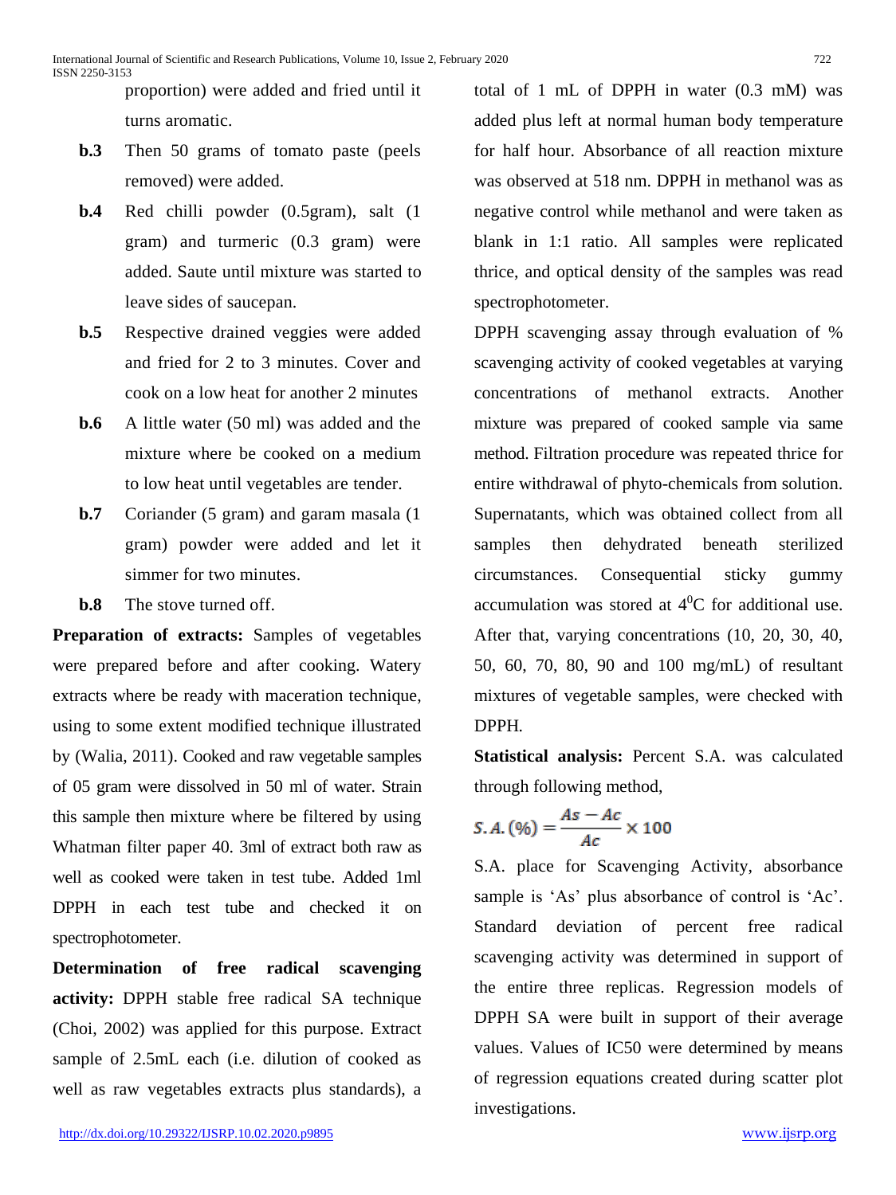proportion) were added and fried until it turns aromatic.

- **b.3** Then 50 grams of tomato paste (peels removed) were added.
- **b.4** Red chilli powder (0.5gram), salt (1 gram) and turmeric (0.3 gram) were added. Saute until mixture was started to leave sides of saucepan.
- **b.5** Respective drained veggies were added and fried for 2 to 3 minutes. Cover and cook on a low heat for another 2 minutes
- **b.6** A little water (50 ml) was added and the mixture where be cooked on a medium to low heat until vegetables are tender.
- **b.7** Coriander (5 gram) and garam masala (1 gram) powder were added and let it simmer for two minutes.
- **b.8** The stove turned off.

**Preparation of extracts:** Samples of vegetables were prepared before and after cooking. Watery extracts where be ready with maceration technique, using to some extent modified technique illustrated by (Walia, 2011). Cooked and raw vegetable samples of 05 gram were dissolved in 50 ml of water. Strain this sample then mixture where be filtered by using Whatman filter paper 40. 3ml of extract both raw as well as cooked were taken in test tube. Added 1ml DPPH in each test tube and checked it on spectrophotometer.

**Determination of free radical scavenging activity:** DPPH stable free radical SA technique (Choi, 2002) was applied for this purpose. Extract sample of 2.5mL each (i.e. dilution of cooked as well as raw vegetables extracts plus standards), a total of 1 mL of DPPH in water (0.3 mM) was added plus left at normal human body temperature for half hour. Absorbance of all reaction mixture was observed at 518 nm. DPPH in methanol was as negative control while methanol and were taken as blank in 1:1 ratio. All samples were replicated thrice, and optical density of the samples was read spectrophotometer.

DPPH scavenging assay through evaluation of % scavenging activity of cooked vegetables at varying concentrations of methanol extracts. Another mixture was prepared of cooked sample via same method. Filtration procedure was repeated thrice for entire withdrawal of phyto-chemicals from solution. Supernatants, which was obtained collect from all samples then dehydrated beneath sterilized circumstances. Consequential sticky gummy accumulation was stored at $4^0$C for additional use. After that, varying concentrations (10, 20, 30, 40, 50, 60, 70, 80, 90 and 100 mg/mL) of resultant mixtures of vegetable samples, were checked with DPPH.

**Statistical analysis:** Percent S.A. was calculated through following method,

$$S.A.(\%) = \frac{As - Ac}{Ac} \times 100$$

S.A. place for Scavenging Activity, absorbance sample is 'As' plus absorbance of control is 'Ac'. Standard deviation of percent free radical scavenging activity was determined in support of the entire three replicas. Regression models of DPPH SA were built in support of their average values. Values of IC50 were determined by means of regression equations created during scatter plot investigations.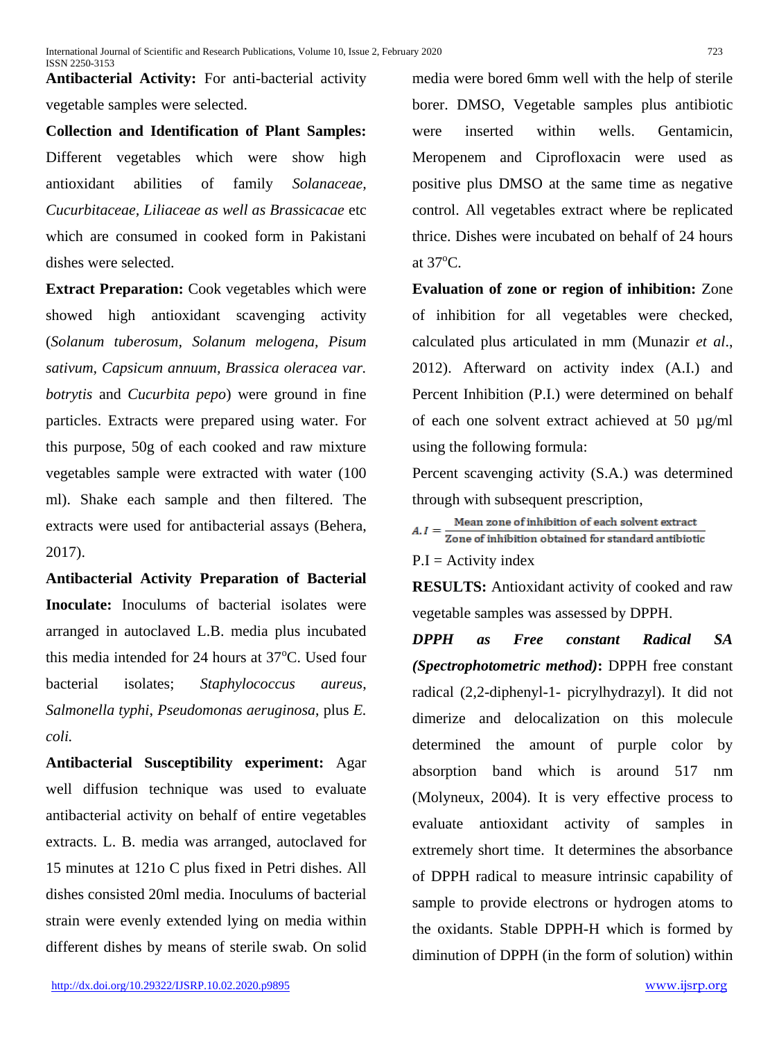**Antibacterial Activity:** For anti-bacterial activity vegetable samples were selected.

**Collection and Identification of Plant Samples:** Different vegetables which were show high antioxidant abilities of family *Solanaceae, Cucurbitaceae, Liliaceae as well as Brassicacae* etc which are consumed in cooked form in Pakistani dishes were selected.

**Extract Preparation:** Cook vegetables which were showed high antioxidant scavenging activity (*Solanum tuberosum, Solanum melogena, Pisum sativum, Capsicum annuum, Brassica oleracea var. botrytis* and *Cucurbita pepo*) were ground in fine particles. Extracts were prepared using water. For this purpose, 50g of each cooked and raw mixture vegetables sample were extracted with water (100 ml). Shake each sample and then filtered. The extracts were used for antibacterial assays (Behera, 2017).

**Antibacterial Activity Preparation of Bacterial Inoculate:** Inoculums of bacterial isolates were arranged in autoclaved L.B. media plus incubated this media intended for 24 hours at 37$^{o}$C. Used four bacterial isolates; *Staphylococcus aureus*, *Salmonella typhi*, *Pseudomonas aeruginosa*, plus *E. coli.*

**Antibacterial Susceptibility experiment:** Agar well diffusion technique was used to evaluate antibacterial activity on behalf of entire vegetables extracts. L. B. media was arranged, autoclaved for 15 minutes at 121o C plus fixed in Petri dishes. All dishes consisted 20ml media. Inoculums of bacterial strain were evenly extended lying on media within different dishes by means of sterile swab. On solid media were bored 6mm well with the help of sterile borer. DMSO, Vegetable samples plus antibiotic were inserted within wells. Gentamicin, Meropenem and Ciprofloxacin were used as positive plus DMSO at the same time as negative control. All vegetables extract where be replicated thrice. Dishes were incubated on behalf of 24 hours at 37$^{o}$C.

**Evaluation of zone or region of inhibition:** Zone of inhibition for all vegetables were checked, calculated plus articulated in mm (Munazir *et al*., 2012). Afterward on activity index (A.I.) and Percent Inhibition (P.I.) were determined on behalf of each one solvent extract achieved at 50 µg/ml using the following formula:

Percent scavenging activity (S.A.) was determined through with subsequent prescription,

$$A.I = \frac{\text{Mean zone of inhibition of each solvent extract}}{\text{Zone of inhibition obtained for standard antibiotic}}$$

P.I = Activity index

**RESULTS:** Antioxidant activity of cooked and raw vegetable samples was assessed by DPPH.

***DPPH as Free constant Radical SA (Spectrophotometric method)*:** DPPH free constant radical (2,2-diphenyl-1- picrylhydrazyl). It did not dimerize and delocalization on this molecule determined the amount of purple color by absorption band which is around 517 nm (Molyneux, 2004). It is very effective process to evaluate antioxidant activity of samples in extremely short time. It determines the absorbance of DPPH radical to measure intrinsic capability of sample to provide electrons or hydrogen atoms to the oxidants. Stable DPPH-H which is formed by diminution of DPPH (in the form of solution) within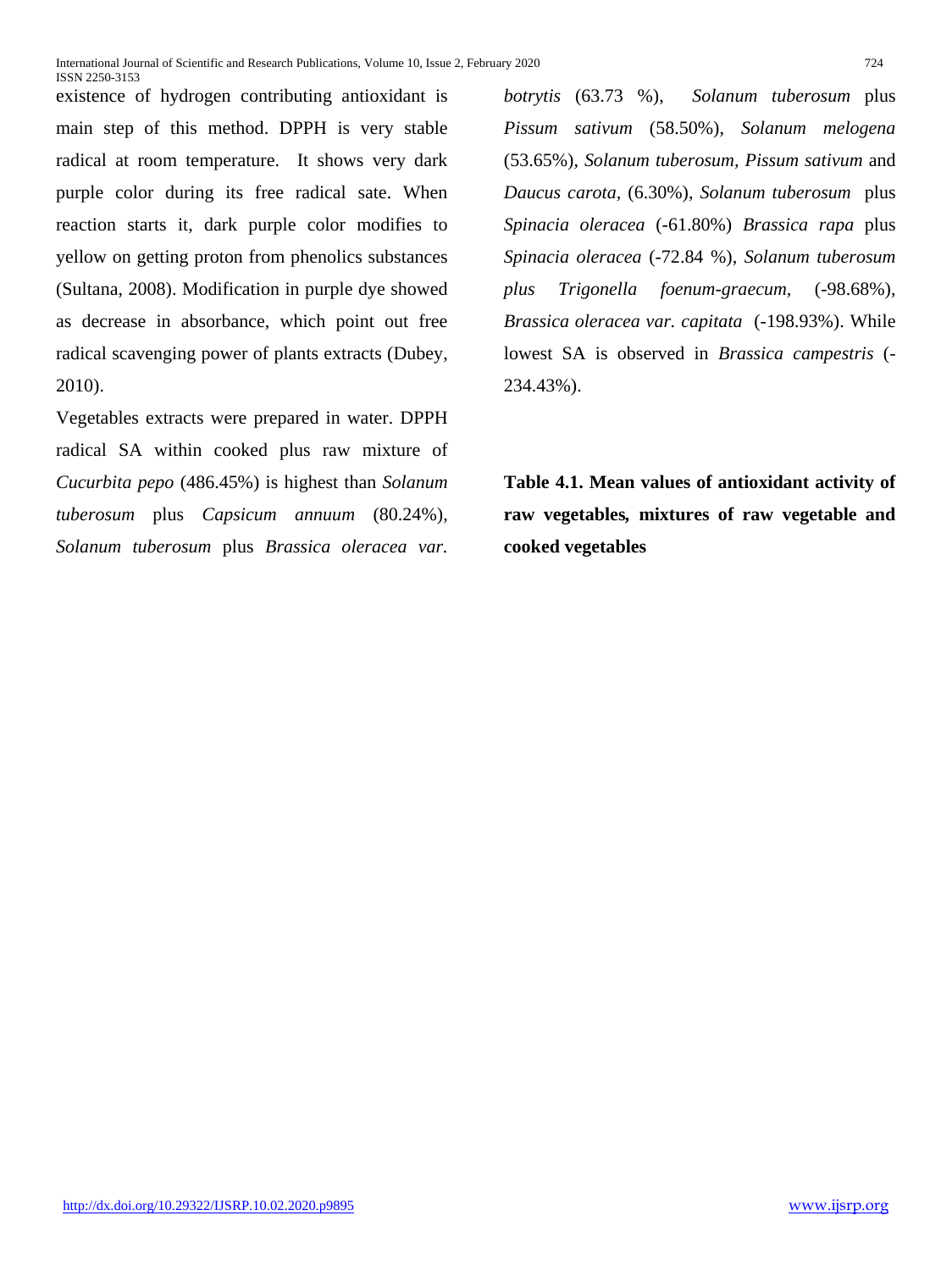existence of hydrogen contributing antioxidant is main step of this method. DPPH is very stable radical at room temperature. It shows very dark purple color during its free radical sate. When reaction starts it, dark purple color modifies to yellow on getting proton from phenolics substances (Sultana, 2008). Modification in purple dye showed as decrease in absorbance, which point out free radical scavenging power of plants extracts (Dubey, 2010).

Vegetables extracts were prepared in water. DPPH radical SA within cooked plus raw mixture of *Cucurbita pepo* (486.45%) is highest than *Solanum tuberosum* plus *Capsicum annuum* (80.24%), *Solanum tuberosum* plus *Brassica oleracea var. botrytis* (63.73 %), *Solanum tuberosum* plus *Pissum sativum* (58.50%), *Solanum melogena* (53.65%), *Solanum tuberosum, Pissum sativum* and *Daucus carota*, (6.30%), *Solanum tuberosum* plus *Spinacia oleracea* (-61.80%) *Brassica rapa* plus *Spinacia oleracea* (-72.84 %), *Solanum tuberosum plus Trigonella foenum-graecum*, (-98.68%), *Brassica oleracea var. capitata* (-198.93%). While lowest SA is observed in *Brassica campestris* (-234.43%).

**Table 4.1. Mean values of antioxidant activity of raw vegetables, mixtures of raw vegetable and cooked vegetables**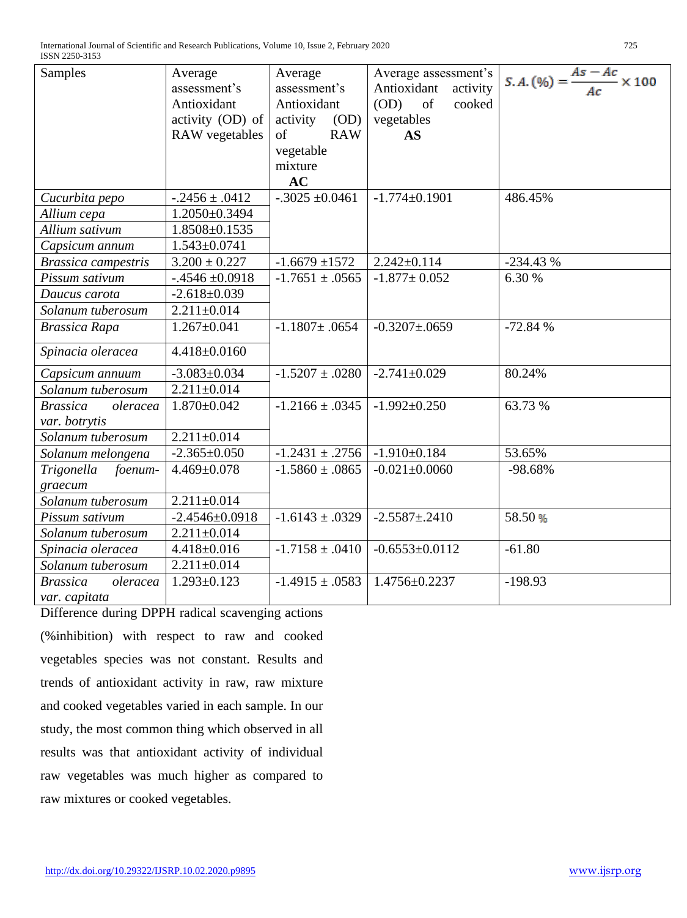| Samples | Average assessment's Antioxidant activity (OD) of RAW vegetables | Average assessment's Antioxidant activity (OD) of RAW vegetable mixture **AC** | Average assessment's Antioxidant activity (OD) of cooked vegetables **AS** | $S.A.(\%) = \frac{As - Ac}{Ac} \times 100$ |
|---|---|---|---|---|
| *Cucurbita pepo* | -.2456 ± .0412 | -.3025 ±0.0461 | -1.774±0.1901 | 486.45% |
| *Allium cepa* | 1.2050±0.3494 | | | |
| *Allium sativum* | 1.8508±0.1535 | | | |
| *Capsicum annum* | 1.543±0.0741 | | | |
| *Brassica campestris* | 3.200 ± 0.227 | -1.6679 ±1572 | 2.242±0.114 | -234.43 % |
| *Pissum sativum* | -.4546 ±0.0918 | -1.7651 ± .0565 | -1.877± 0.052 | 6.30 % |
| *Daucus carota* | -2.618±0.039 | | | |
| *Solanum tuberosum* | 2.211±0.014 | | | |
| *Brassica Rapa* | 1.267±0.041 | -1.1807± .0654 | -0.3207±.0659 | -72.84 % |
| *Spinacia oleracea* | 4.418±0.0160 | | | |
| *Capsicum annuum* | -3.083±0.034 | -1.5207 ± .0280 | -2.741±0.029 | 80.24% |
| *Solanum tuberosum* | 2.211±0.014 | | | |
| *Brassica oleracea var. botrytis* | 1.870±0.042 | -1.2166 ± .0345 | -1.992±0.250 | 63.73 % |
| *Solanum tuberosum* | 2.211±0.014 | | | |
| *Solanum melongena* | -2.365±0.050 | -1.2431 ± .2756 | -1.910±0.184 | 53.65% |
| *Trigonella foenum-graecum* | 4.469±0.078 | -1.5860 ± .0865 | -0.021±0.0060 | -98.68% |
| *Solanum tuberosum* | 2.211±0.014 | | | |
| *Pissum sativum* | -2.4546±0.0918 | -1.6143 ± .0329 | -2.5587±.2410 | 58.50 % |
| *Solanum tuberosum* | 2.211±0.014 | | | |
| *Spinacia oleracea* | 4.418±0.016 | -1.7158 ± .0410 | -0.6553±0.0112 | -61.80 |
| *Solanum tuberosum* | 2.211±0.014 | | | |
| *Brassica oleracea var. capitata* | 1.293±0.123 | -1.4915 ± .0583 | 1.4756±0.2237 | -198.93 |

Difference during DPPH radical scavenging actions (%inhibition) with respect to raw and cooked vegetables species was not constant. Results and trends of antioxidant activity in raw, raw mixture and cooked vegetables varied in each sample. In our study, the most common thing which observed in all results was that antioxidant activity of individual raw vegetables was much higher as compared to raw mixtures or cooked vegetables.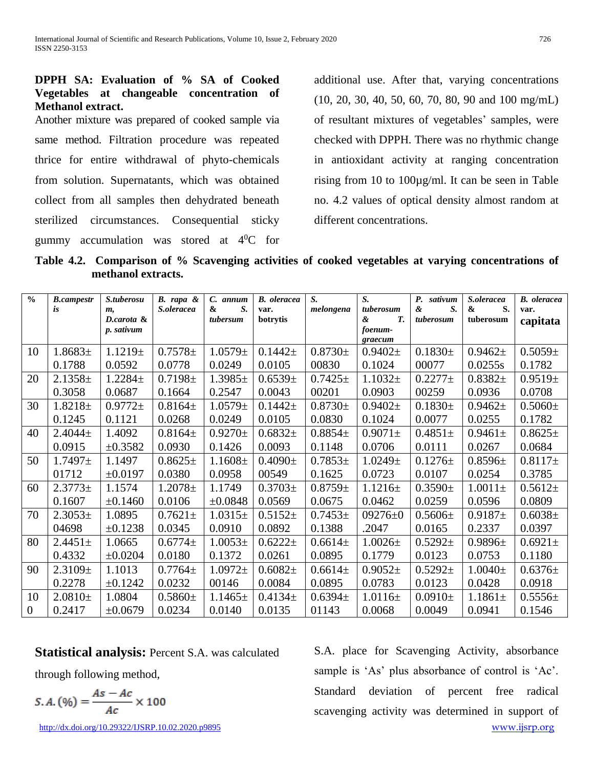**DPPH SA: Evaluation of % SA of Cooked Vegetables at changeable concentration of Methanol extract.**

Another mixture was prepared of cooked sample via same method. Filtration procedure was repeated thrice for entire withdrawal of phyto-chemicals from solution. Supernatants, which was obtained collect from all samples then dehydrated beneath sterilized circumstances. Consequential sticky gummy accumulation was stored at $4^0$C for additional use. After that, varying concentrations (10, 20, 30, 40, 50, 60, 70, 80, 90 and 100 mg/mL) of resultant mixtures of vegetables' samples, were checked with DPPH. There was no rhythmic change in antioxidant activity at ranging concentration rising from 10 to 100µg/ml. It can be seen in Table no. 4.2 values of optical density almost random at different concentrations.

**Table 4.2. Comparison of % Scavenging activities of cooked vegetables at varying concentrations of methanol extracts.**

| % | *B.campestris* | *S.tuberosum, D.carota & p. sativum* | *B. rapa & S.oleracea* | *C. annum & S. tubersum* | *B. oleracea* var. botrytis | *S. melongena* | *S. tuberosum & T. foenum-graecum* | *P. sativum & S. tuberosum* | *S.oleracea* & S. tuberosum | *B. oleracea* var. capitata |
|---|---|---|---|---|---|---|---|---|---|---|
| 10 | 1.8683± 0.1788 | 1.1219± 0.0592 | 0.7578± 0.0778 | 1.0579± 0.0249 | 0.1442± 0.0105 | 0.8730± 00830 | 0.9402± 0.1024 | 0.1830± 00077 | 0.9462± 0.0255s | 0.5059± 0.1782 |
| 20 | 2.1358± 0.3058 | 1.2284± 0.0687 | 0.7198± 0.1664 | 1.3985± 0.2547 | 0.6539± 0.0043 | 0.7425± 00201 | 1.1032± 0.0903 | 0.2277± 00259 | 0.8382± 0.0936 | 0.9519± 0.0708 |
| 30 | 1.8218± 0.1245 | 0.9772± 0.1121 | 0.8164± 0.0268 | 1.0579± 0.0249 | 0.1442± 0.0105 | 0.8730± 0.0830 | 0.9402± 0.1024 | 0.1830± 0.0077 | 0.9462± 0.0255 | 0.5060± 0.1782 |
| 40 | 2.4044± 0.0915 | 1.4092 ±0.3582 | 0.8164± 0.0930 | 0.9270± 0.1426 | 0.6832± 0.0093 | 0.8854± 0.1148 | 0.9071± 0.0706 | 0.4851± 0.0111 | 0.9461± 0.0267 | 0.8625± 0.0684 |
| 50 | 1.7497± 01712 | 1.1497 ±0.0197 | 0.8625± 0.0380 | 1.1608± 0.0958 | 0.4090± 00549 | 0.7853± 0.1625 | 1.0249± 0.0723 | 0.1276± 0.0107 | 0.8596± 0.0254 | 0.8117± 0.3785 |
| 60 | 2.3773± 0.1607 | 1.1574 ±0.1460 | 1.2078± 0.0106 | 1.1749 ±0.0848 | 0.3703± 0.0569 | 0.8759± 0.0675 | 1.1216± 0.0462 | 0.3590± 0.0259 | 1.0011± 0.0596 | 0.5612± 0.0809 |
| 70 | 2.3053± 04698 | 1.0895 ±0.1238 | 0.7621± 0.0345 | 1.0315± 0.0910 | 0.5152± 0.0892 | 0.7453± 0.1388 | 09276±0 .2047 | 0.5606± 0.0165 | 0.9187± 0.2337 | 0.6038± 0.0397 |
| 80 | 2.4451± 0.4332 | 1.0665 ±0.0204 | 0.6774± 0.0180 | 1.0053± 0.1372 | 0.6222± 0.0261 | 0.6614± 0.0895 | 1.0026± 0.1779 | 0.5292± 0.0123 | 0.9896± 0.0753 | 0.6921± 0.1180 |
| 90 | 2.3109± 0.2278 | 1.1013 ±0.1242 | 0.7764± 0.0232 | 1.0972± 00146 | 0.6082± 0.0084 | 0.6614± 0.0895 | 0.9052± 0.0783 | 0.5292± 0.0123 | 1.0040± 0.0428 | 0.6376± 0.0918 |
| 100 | 2.0810± 0.2417 | 1.0804 ±0.0679 | 0.5860± 0.0234 | 1.1465± 0.0140 | 0.4134± 0.0135 | 0.6394± 01143 | 1.0116± 0.0068 | 0.0910± 0.0049 | 1.1861± 0.0941 | 0.5556± 0.1546 |

**Statistical analysis:** Percent S.A. was calculated through following method,

$$S.A.(\%) = \frac{As - Ac}{Ac} \times 100$$

S.A. place for Scavenging Activity, absorbance sample is 'As' plus absorbance of control is 'Ac'. Standard deviation of percent free radical scavenging activity was determined in support of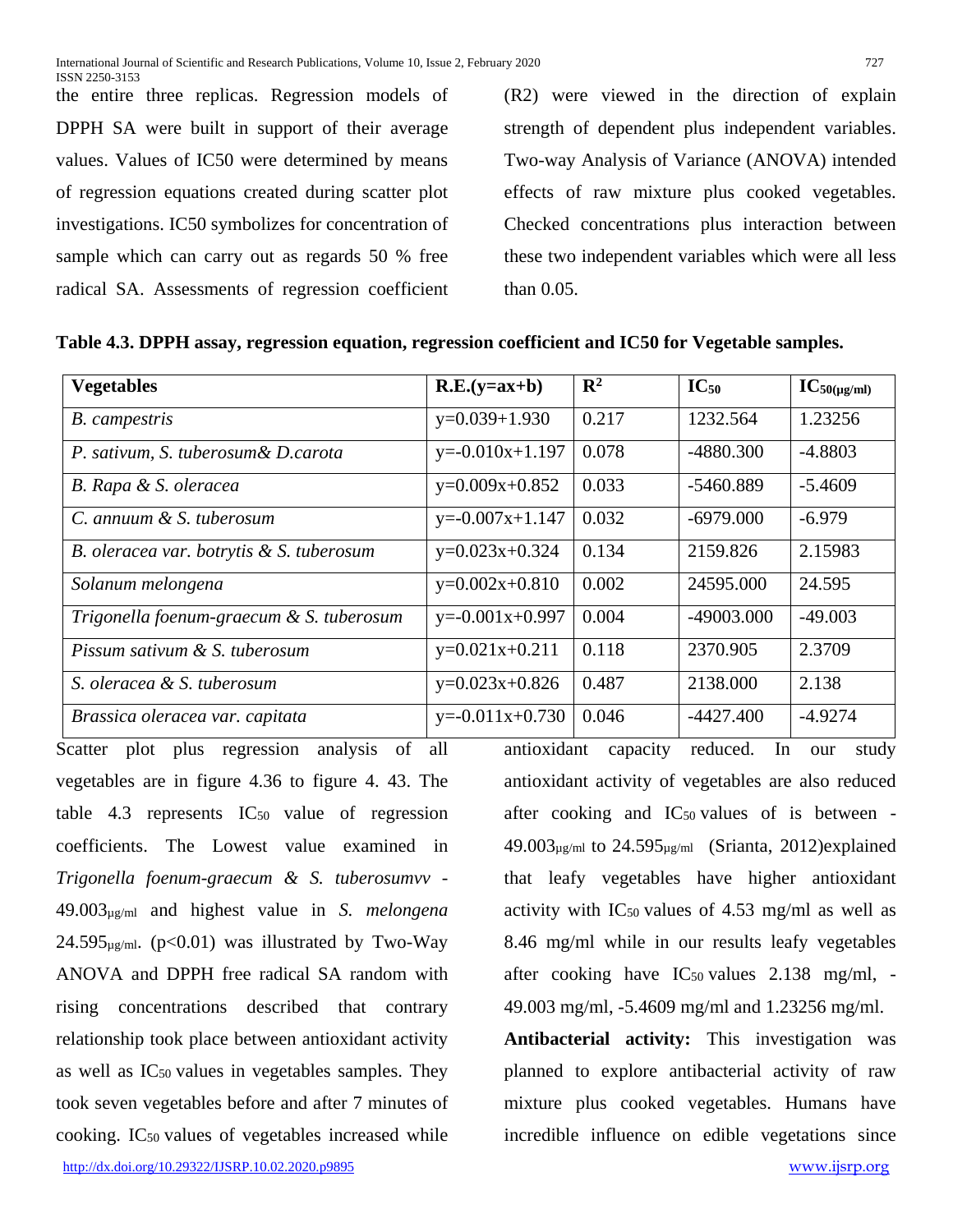the entire three replicas. Regression models of DPPH SA were built in support of their average values. Values of IC50 were determined by means of regression equations created during scatter plot investigations. IC50 symbolizes for concentration of sample which can carry out as regards 50 % free radical SA. Assessments of regression coefficient (R2) were viewed in the direction of explain strength of dependent plus independent variables. Two-way Analysis of Variance (ANOVA) intended effects of raw mixture plus cooked vegetables. Checked concentrations plus interaction between these two independent variables which were all less than 0.05.

**Table 4.3. DPPH assay, regression equation, regression coefficient and IC50 for Vegetable samples.**

| Vegetables | R.E.(y=ax+b) | $R^2$ | $IC_{50}$ | $IC_{50(\mu g/ml)}$ |
|---|---|---|---|---|
| *B. campestris* | y=0.039+1.930 | 0.217 | 1232.564 | 1.23256 |
| *P. sativum, S. tuberosum& D.carota* | y=-0.010x+1.197 | 0.078 | -4880.300 | -4.8803 |
| *B. Rapa & S. oleracea* | y=0.009x+0.852 | 0.033 | -5460.889 | -5.4609 |
| *C. annuum & S. tuberosum* | y=-0.007x+1.147 | 0.032 | -6979.000 | -6.979 |
| *B. oleracea var. botrytis & S. tuberosum* | y=0.023x+0.324 | 0.134 | 2159.826 | 2.15983 |
| *Solanum melongena* | y=0.002x+0.810 | 0.002 | 24595.000 | 24.595 |
| *Trigonella foenum-graecum & S. tuberosum* | y=-0.001x+0.997 | 0.004 | -49003.000 | -49.003 |
| *Pissum sativum & S. tuberosum* | y=0.021x+0.211 | 0.118 | 2370.905 | 2.3709 |
| *S. oleracea & S. tuberosum* | y=0.023x+0.826 | 0.487 | 2138.000 | 2.138 |
| *Brassica oleracea var. capitata* | y=-0.011x+0.730 | 0.046 | -4427.400 | -4.9274 |

Scatter plot plus regression analysis of all vegetables are in figure 4.36 to figure 4. 43. The table 4.3 represents $IC_{50}$ value of regression coefficients. The Lowest value examined in *Trigonella foenum-graecum & S. tuberosumvv* -$49.003_{\mu g/ml}$ and highest value in *S. melongena* $24.595_{\mu g/ml}$. ($p<0.01$) was illustrated by Two-Way ANOVA and DPPH free radical SA random with rising concentrations described that contrary relationship took place between antioxidant activity as well as $IC_{50}$ values in vegetables samples. They took seven vegetables before and after 7 minutes of cooking. $IC_{50}$ values of vegetables increased while antioxidant capacity reduced. In our study antioxidant activity of vegetables are also reduced after cooking and $IC_{50}$ values of is between -$49.003_{\mu g/ml}$ to $24.595_{\mu g/ml}$ (Srianta, 2012)explained that leafy vegetables have higher antioxidant activity with $IC_{50}$ values of 4.53 mg/ml as well as 8.46 mg/ml while in our results leafy vegetables after cooking have $IC_{50}$ values 2.138 mg/ml, -49.003 mg/ml, -5.4609 mg/ml and 1.23256 mg/ml.

**Antibacterial activity:** This investigation was planned to explore antibacterial activity of raw mixture plus cooked vegetables. Humans have incredible influence on edible vegetations since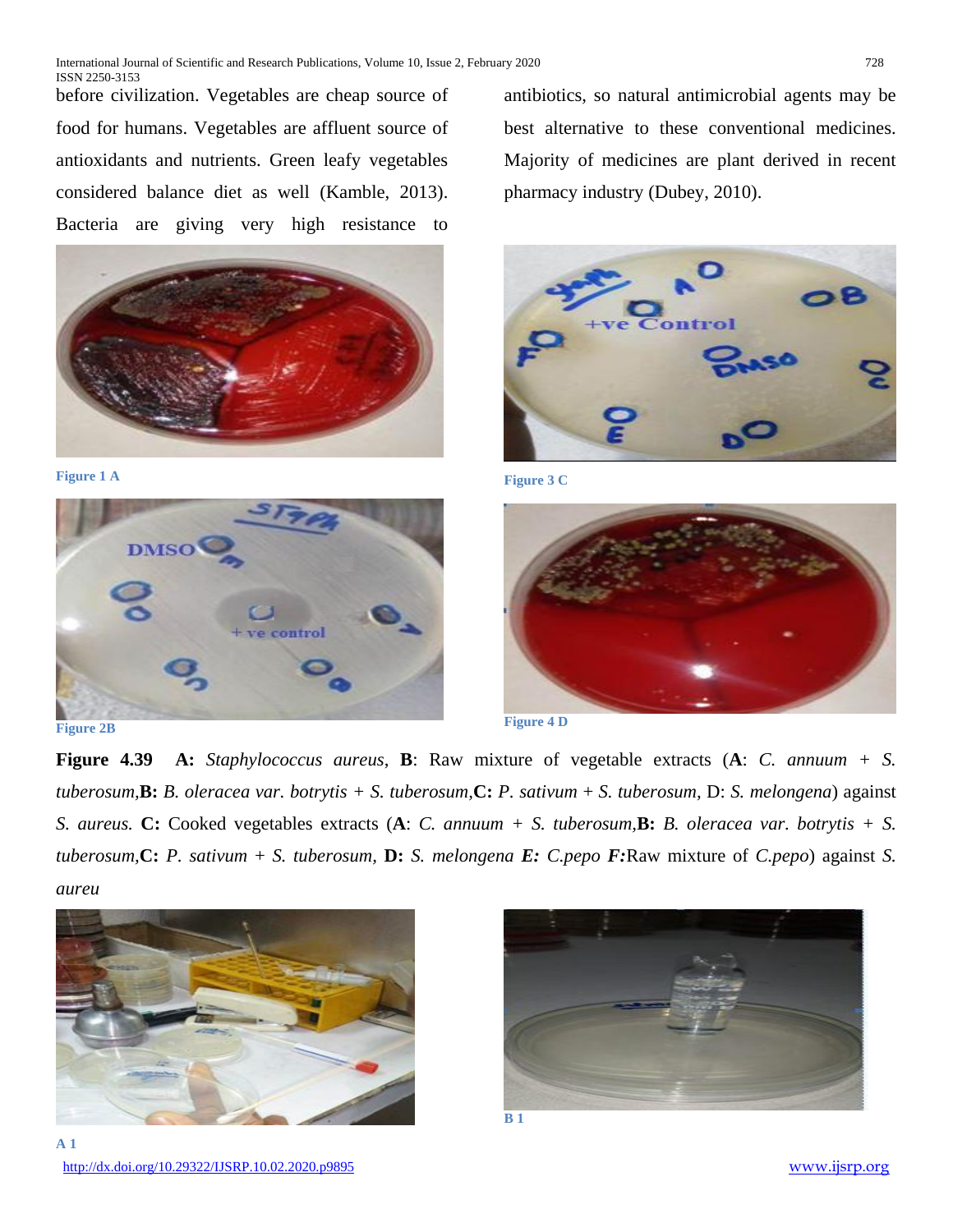before civilization. Vegetables are cheap source of food for humans. Vegetables are affluent source of antioxidants and nutrients. Green leafy vegetables considered balance diet as well (Kamble, 2013). Bacteria are giving very high resistance to antibiotics, so natural antimicrobial agents may be best alternative to these conventional medicines. Majority of medicines are plant derived in recent pharmacy industry (Dubey, 2010).

Figure 1 A

Figure 2B

Figure 3 C

Figure 4 D

**Figure 4.39** **A:** *Staphylococcus aureus*, **B**: Raw mixture of vegetable extracts (**A**: *C. annuum* + *S. tuberosum*,**B:** *B. oleracea var. botrytis* + *S. tuberosum*,**C:** *P. sativum* + *S. tuberosum*, D: *S. melongena*) against *S. aureus.* **C:** Cooked vegetables extracts (**A**: *C. annuum* + *S. tuberosum*,**B:** *B. oleracea var. botrytis* + *S. tuberosum*,**C:** *P. sativum* + *S. tuberosum*, **D:** *S. melongena* ***E:*** *C.pepo* ***F:***Raw mixture of *C.pepo*) against *S. aureu*

A 1

B 1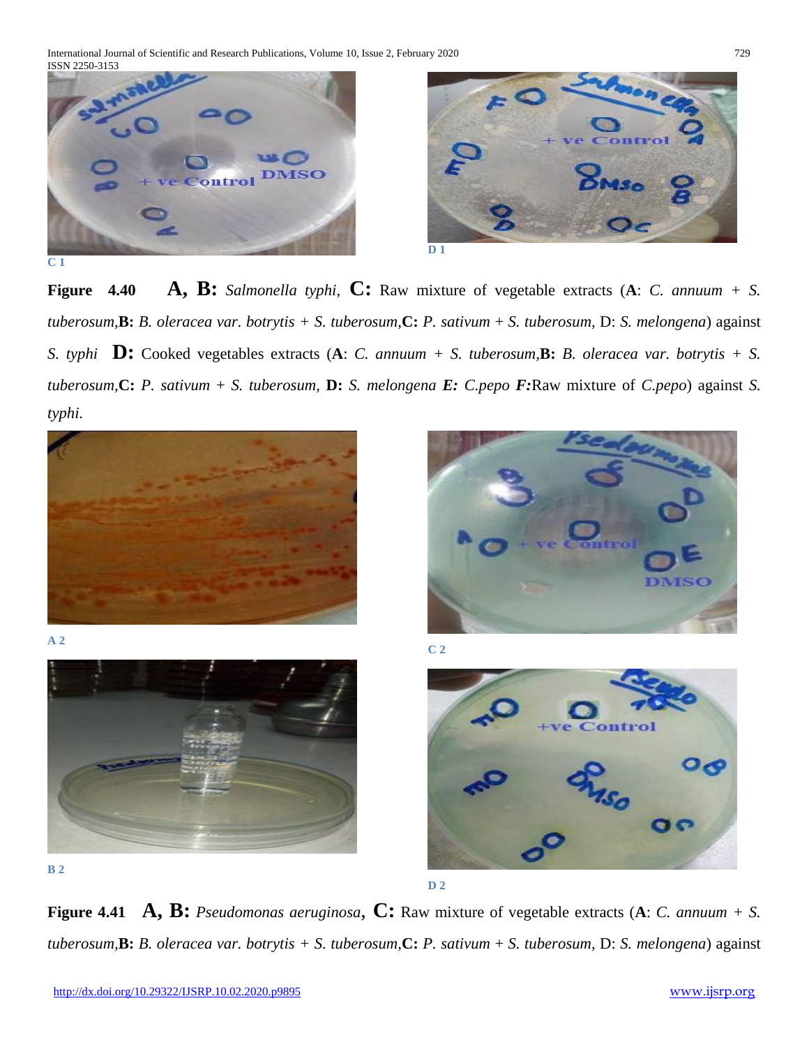C 1

D 1

**Figure 4.40** **A, B:** *Salmonella typhi*, **C:** Raw mixture of vegetable extracts (**A**: *C. annuum* + *S. tuberosum*,**B:** *B. oleracea var. botrytis* + *S. tuberosum*,**C:** *P. sativum* + *S. tuberosum*, D: *S. melongena*) against *S. typhi* **D:** Cooked vegetables extracts (**A**: *C. annuum* + *S. tuberosum*,**B:** *B. oleracea var. botrytis* + *S. tuberosum*,**C:** *P. sativum* + *S. tuberosum*, **D:** *S. melongena* ***E:*** *C.pepo* ***F:***Raw mixture of *C.pepo*) against *S. typhi.*

A 2

C 2

B 2

D 2

**Figure 4.41** **A, B:** *Pseudomonas aeruginosa*, **C:** Raw mixture of vegetable extracts (**A**: *C. annuum* + *S. tuberosum*,**B:** *B. oleracea var. botrytis* + *S. tuberosum*,**C:** *P. sativum* + *S. tuberosum*, D: *S. melongena*) against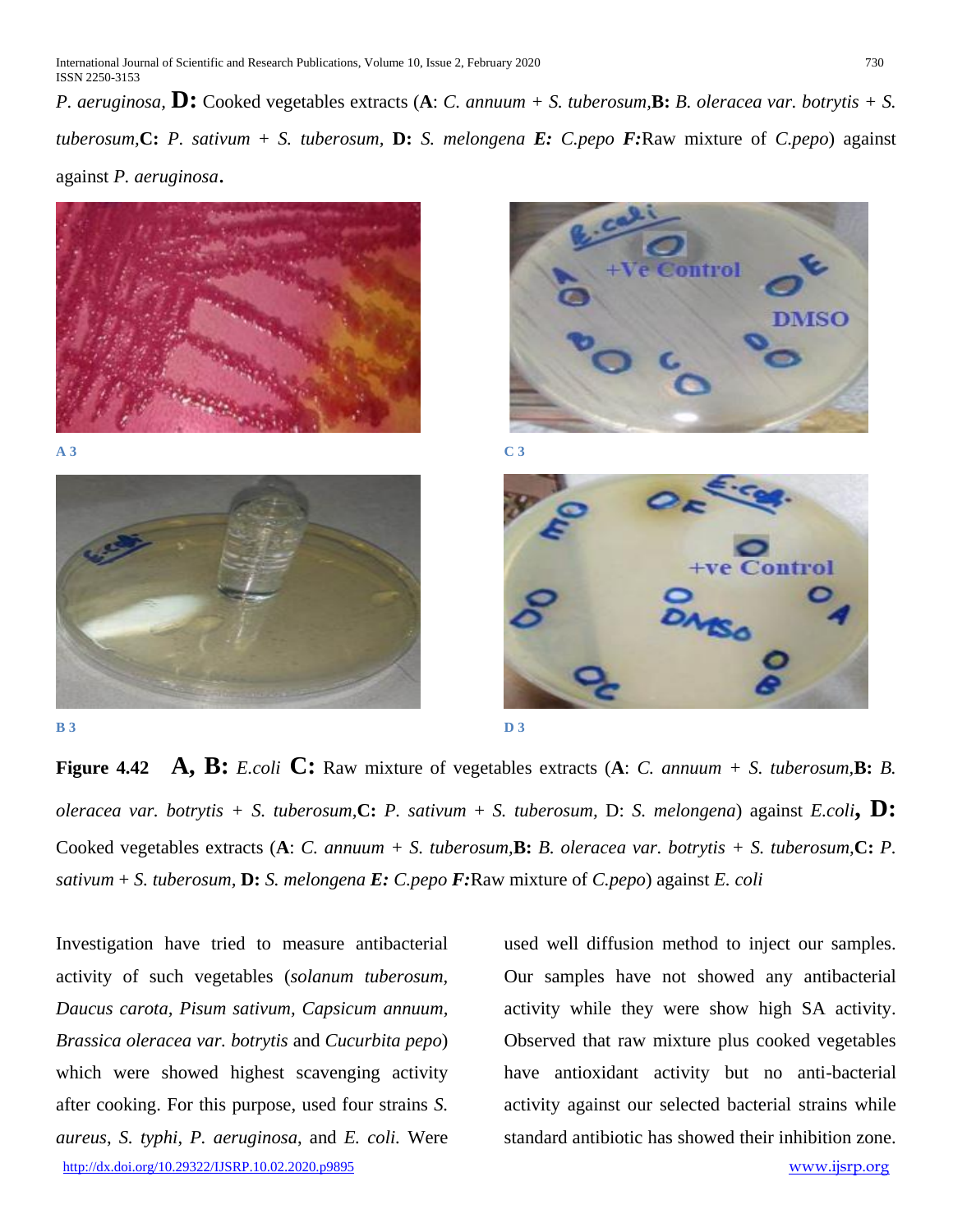*P. aeruginosa,* **D:** Cooked vegetables extracts (**A**: *C. annuum + S. tuberosum,***B:** *B. oleracea var. botrytis + S. tuberosum,***C:** *P. sativum + S. tuberosum,* **D:** *S. melongena* ***E:*** *C.pepo* ***F:***Raw mixture of *C.pepo*) against against *P. aeruginosa*.

A 3

C 3

B 3

D 3

**Figure 4.42** **A, B:** *E.coli* **C:** Raw mixture of vegetables extracts (**A**: *C. annuum + S. tuberosum,***B:** *B. oleracea var. botrytis + S. tuberosum,***C:** *P. sativum + S. tuberosum,* D: *S. melongena*) against *E.coli***, D:** Cooked vegetables extracts (**A**: *C. annuum + S. tuberosum,***B:** *B. oleracea var. botrytis + S. tuberosum,***C:** *P. sativum + S. tuberosum,* **D:** *S. melongena* ***E:*** *C.pepo* ***F:***Raw mixture of *C.pepo*) against *E. coli*

Investigation have tried to measure antibacterial activity of such vegetables (*solanum tuberosum, Daucus carota, Pisum sativum, Capsicum annuum, Brassica oleracea var. botrytis* and *Cucurbita pepo*) which were showed highest scavenging activity after cooking. For this purpose, used four strains *S. aureus*, *S. typhi*, *P. aeruginosa,* and *E. coli.* Were used well diffusion method to inject our samples. Our samples have not showed any antibacterial activity while they were show high SA activity. Observed that raw mixture plus cooked vegetables have antioxidant activity but no anti-bacterial activity against our selected bacterial strains while standard antibiotic has showed their inhibition zone.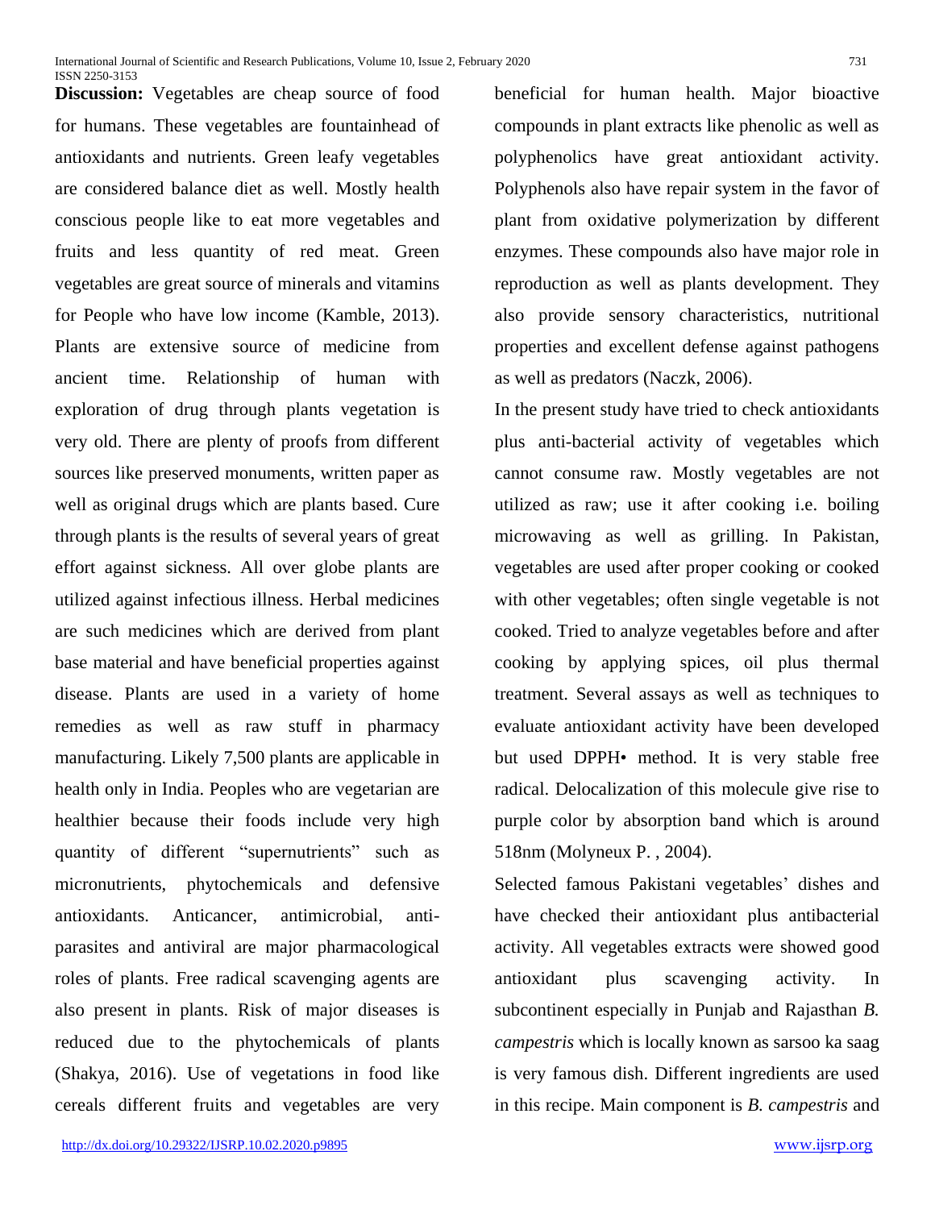**Discussion:** Vegetables are cheap source of food for humans. These vegetables are fountainhead of antioxidants and nutrients. Green leafy vegetables are considered balance diet as well. Mostly health conscious people like to eat more vegetables and fruits and less quantity of red meat. Green vegetables are great source of minerals and vitamins for People who have low income (Kamble, 2013). Plants are extensive source of medicine from ancient time. Relationship of human with exploration of drug through plants vegetation is very old. There are plenty of proofs from different sources like preserved monuments, written paper as well as original drugs which are plants based. Cure through plants is the results of several years of great effort against sickness. All over globe plants are utilized against infectious illness. Herbal medicines are such medicines which are derived from plant base material and have beneficial properties against disease. Plants are used in a variety of home remedies as well as raw stuff in pharmacy manufacturing. Likely 7,500 plants are applicable in health only in India. Peoples who are vegetarian are healthier because their foods include very high quantity of different "supernutrients" such as micronutrients, phytochemicals and defensive antioxidants. Anticancer, antimicrobial, anti-parasites and antiviral are major pharmacological roles of plants. Free radical scavenging agents are also present in plants. Risk of major diseases is reduced due to the phytochemicals of plants (Shakya, 2016). Use of vegetations in food like cereals different fruits and vegetables are very beneficial for human health. Major bioactive compounds in plant extracts like phenolic as well as polyphenolics have great antioxidant activity. Polyphenols also have repair system in the favor of plant from oxidative polymerization by different enzymes. These compounds also have major role in reproduction as well as plants development. They also provide sensory characteristics, nutritional properties and excellent defense against pathogens as well as predators (Naczk, 2006).

In the present study have tried to check antioxidants plus anti-bacterial activity of vegetables which cannot consume raw. Mostly vegetables are not utilized as raw; use it after cooking i.e. boiling microwaving as well as grilling. In Pakistan, vegetables are used after proper cooking or cooked with other vegetables; often single vegetable is not cooked. Tried to analyze vegetables before and after cooking by applying spices, oil plus thermal treatment. Several assays as well as techniques to evaluate antioxidant activity have been developed but used DPPH• method. It is very stable free radical. Delocalization of this molecule give rise to purple color by absorption band which is around 518nm (Molyneux P. , 2004).

Selected famous Pakistani vegetables' dishes and have checked their antioxidant plus antibacterial activity. All vegetables extracts were showed good antioxidant plus scavenging activity. In subcontinent especially in Punjab and Rajasthan *B. campestris* which is locally known as sarsoo ka saag is very famous dish. Different ingredients are used in this recipe. Main component is *B. campestris* and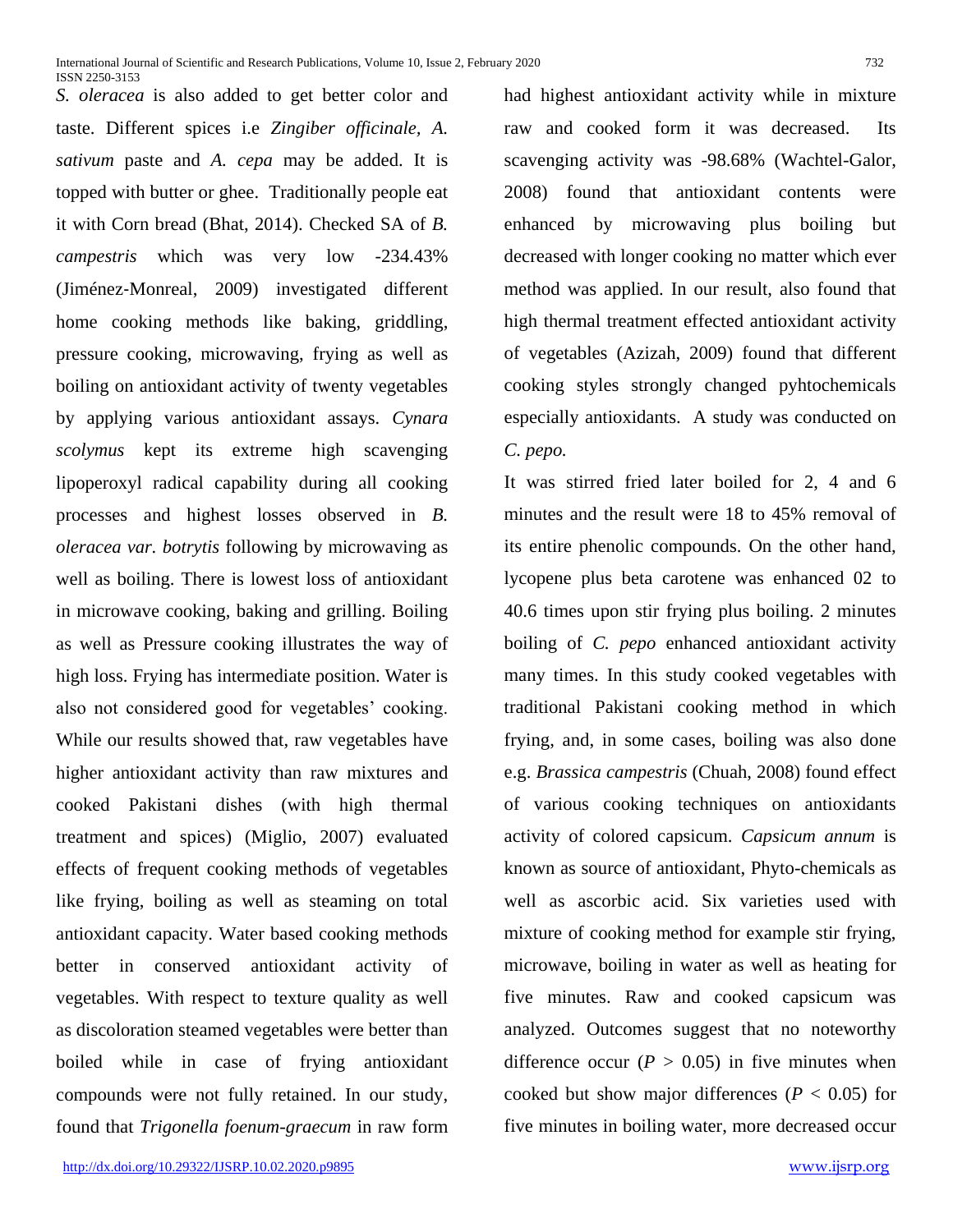*S. oleracea* is also added to get better color and taste. Different spices i.e *Zingiber officinale, A. sativum* paste and *A. cepa* may be added. It is topped with butter or ghee. Traditionally people eat it with Corn bread (Bhat, 2014). Checked SA of *B. campestris* which was very low -234.43% (Jiménez-Monreal, 2009) investigated different home cooking methods like baking, griddling, pressure cooking, microwaving, frying as well as boiling on antioxidant activity of twenty vegetables by applying various antioxidant assays. *Cynara scolymus* kept its extreme high scavenging lipoperoxyl radical capability during all cooking processes and highest losses observed in *B. oleracea var. botrytis* following by microwaving as well as boiling. There is lowest loss of antioxidant in microwave cooking, baking and grilling. Boiling as well as Pressure cooking illustrates the way of high loss. Frying has intermediate position. Water is also not considered good for vegetables' cooking. While our results showed that, raw vegetables have higher antioxidant activity than raw mixtures and cooked Pakistani dishes (with high thermal treatment and spices) (Miglio, 2007) evaluated effects of frequent cooking methods of vegetables like frying, boiling as well as steaming on total antioxidant capacity. Water based cooking methods better in conserved antioxidant activity of vegetables. With respect to texture quality as well as discoloration steamed vegetables were better than boiled while in case of frying antioxidant compounds were not fully retained. In our study, found that *Trigonella foenum-graecum* in raw form had highest antioxidant activity while in mixture raw and cooked form it was decreased. Its scavenging activity was -98.68% (Wachtel-Galor, 2008) found that antioxidant contents were enhanced by microwaving plus boiling but decreased with longer cooking no matter which ever method was applied. In our result, also found that high thermal treatment effected antioxidant activity of vegetables (Azizah, 2009) found that different cooking styles strongly changed pyhtochemicals especially antioxidants. A study was conducted on *C. pepo.*

It was stirred fried later boiled for 2, 4 and 6 minutes and the result were 18 to 45% removal of its entire phenolic compounds. On the other hand, lycopene plus beta carotene was enhanced 02 to 40.6 times upon stir frying plus boiling. 2 minutes boiling of *C. pepo* enhanced antioxidant activity many times. In this study cooked vegetables with traditional Pakistani cooking method in which frying, and, in some cases, boiling was also done e.g. *Brassica campestris* (Chuah, 2008) found effect of various cooking techniques on antioxidants activity of colored capsicum. *Capsicum annum* is known as source of antioxidant, Phyto-chemicals as well as ascorbic acid. Six varieties used with mixture of cooking method for example stir frying, microwave, boiling in water as well as heating for five minutes. Raw and cooked capsicum was analyzed. Outcomes suggest that no noteworthy difference occur ($P > 0.05$) in five minutes when cooked but show major differences ($P < 0.05$) for five minutes in boiling water, more decreased occur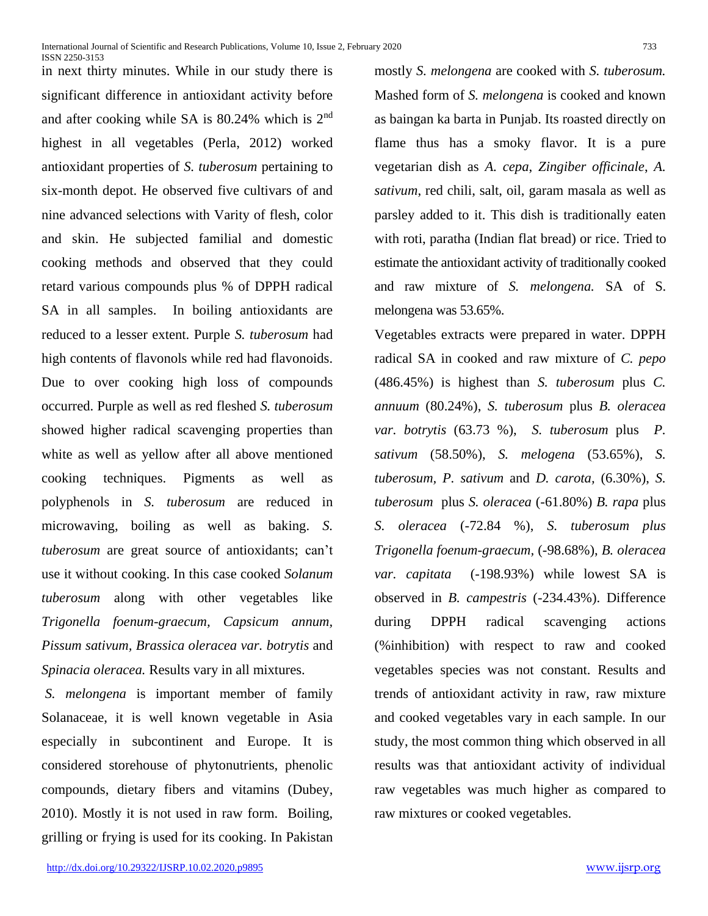in next thirty minutes. While in our study there is significant difference in antioxidant activity before and after cooking while SA is 80.24% which is 2nd highest in all vegetables (Perla, 2012) worked antioxidant properties of *S. tuberosum* pertaining to six-month depot. He observed five cultivars of and nine advanced selections with Varity of flesh, color and skin. He subjected familial and domestic cooking methods and observed that they could retard various compounds plus % of DPPH radical SA in all samples. In boiling antioxidants are reduced to a lesser extent. Purple *S. tuberosum* had high contents of flavonols while red had flavonoids. Due to over cooking high loss of compounds occurred. Purple as well as red fleshed *S. tuberosum* showed higher radical scavenging properties than white as well as yellow after all above mentioned cooking techniques. Pigments as well as polyphenols in *S. tuberosum* are reduced in microwaving, boiling as well as baking. *S. tuberosum* are great source of antioxidants; can't use it without cooking. In this case cooked *Solanum tuberosum* along with other vegetables like *Trigonella foenum-graecum, Capsicum annum, Pissum sativum, Brassica oleracea var. botrytis* and *Spinacia oleracea.* Results vary in all mixtures.

*S. melongena* is important member of family Solanaceae, it is well known vegetable in Asia especially in subcontinent and Europe. It is considered storehouse of phytonutrients, phenolic compounds, dietary fibers and vitamins (Dubey, 2010). Mostly it is not used in raw form. Boiling, grilling or frying is used for its cooking. In Pakistan mostly *S. melongena* are cooked with *S. tuberosum.* Mashed form of *S. melongena* is cooked and known as baingan ka barta in Punjab. Its roasted directly on flame thus has a smoky flavor. It is a pure vegetarian dish as *A. cepa*, *Zingiber officinale*, *A. sativum*, red chili, salt, oil, garam masala as well as parsley added to it. This dish is traditionally eaten with roti, paratha (Indian flat bread) or rice. Tried to estimate the antioxidant activity of traditionally cooked and raw mixture of *S. melongena.* SA of S. melongena was 53.65%.

Vegetables extracts were prepared in water. DPPH radical SA in cooked and raw mixture of *C. pepo* (486.45%) is highest than *S. tuberosum* plus *C. annuum* (80.24%), *S. tuberosum* plus *B. oleracea var. botrytis* (63.73 %), *S. tuberosum* plus *P. sativum* (58.50%), *S. melogena* (53.65%), *S. tuberosum*, *P. sativum* and *D. carota*, (6.30%), *S. tuberosum* plus *S. oleracea* (-61.80%) *B. rapa* plus *S. oleracea* (-72.84 %), *S. tuberosum plus Trigonella foenum-graecum*, (-98.68%), *B. oleracea var. capitata* (-198.93%) while lowest SA is observed in *B. campestris* (-234.43%). Difference during DPPH radical scavenging actions (%inhibition) with respect to raw and cooked vegetables species was not constant. Results and trends of antioxidant activity in raw, raw mixture and cooked vegetables vary in each sample. In our study, the most common thing which observed in all results was that antioxidant activity of individual raw vegetables was much higher as compared to raw mixtures or cooked vegetables.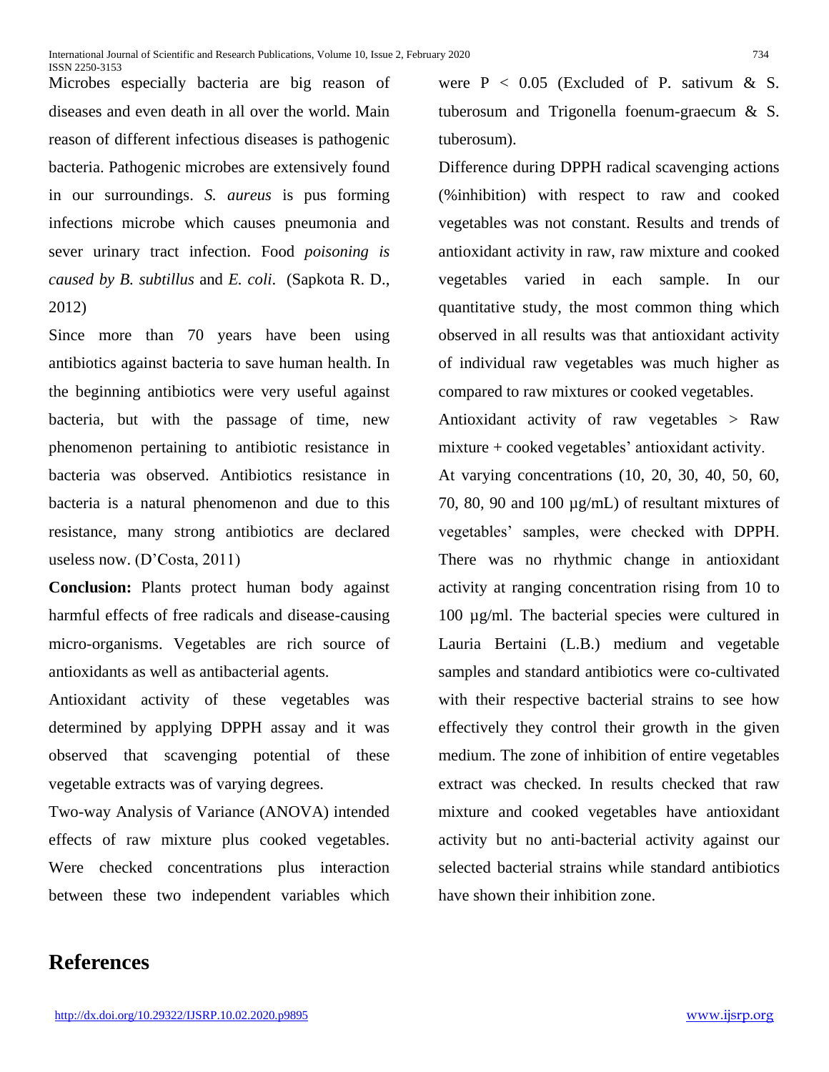Microbes especially bacteria are big reason of diseases and even death in all over the world. Main reason of different infectious diseases is pathogenic bacteria. Pathogenic microbes are extensively found in our surroundings. *S. aureus* is pus forming infections microbe which causes pneumonia and sever urinary tract infection. Food *poisoning is caused by B. subtillus* and *E. coli*. (Sapkota R. D., 2012)

Since more than 70 years have been using antibiotics against bacteria to save human health. In the beginning antibiotics were very useful against bacteria, but with the passage of time, new phenomenon pertaining to antibiotic resistance in bacteria was observed. Antibiotics resistance in bacteria is a natural phenomenon and due to this resistance, many strong antibiotics are declared useless now. (D'Costa, 2011)

**Conclusion:** Plants protect human body against harmful effects of free radicals and disease-causing micro-organisms. Vegetables are rich source of antioxidants as well as antibacterial agents.

Antioxidant activity of these vegetables was determined by applying DPPH assay and it was observed that scavenging potential of these vegetable extracts was of varying degrees.

Two-way Analysis of Variance (ANOVA) intended effects of raw mixture plus cooked vegetables. Were checked concentrations plus interaction between these two independent variables which were $P < 0.05$ (Excluded of P. sativum & S. tuberosum and Trigonella foenum-graecum & S. tuberosum).

Difference during DPPH radical scavenging actions (%inhibition) with respect to raw and cooked vegetables was not constant. Results and trends of antioxidant activity in raw, raw mixture and cooked vegetables varied in each sample. In our quantitative study, the most common thing which observed in all results was that antioxidant activity of individual raw vegetables was much higher as compared to raw mixtures or cooked vegetables.

Antioxidant activity of raw vegetables > Raw mixture + cooked vegetables' antioxidant activity.

At varying concentrations (10, 20, 30, 40, 50, 60, 70, 80, 90 and 100 µg/mL) of resultant mixtures of vegetables' samples, were checked with DPPH. There was no rhythmic change in antioxidant activity at ranging concentration rising from 10 to 100 µg/ml. The bacterial species were cultured in Lauria Bertaini (L.B.) medium and vegetable samples and standard antibiotics were co-cultivated with their respective bacterial strains to see how effectively they control their growth in the given medium. The zone of inhibition of entire vegetables extract was checked. In results checked that raw mixture and cooked vegetables have antioxidant activity but no anti-bacterial activity against our selected bacterial strains while standard antibiotics have shown their inhibition zone.

# References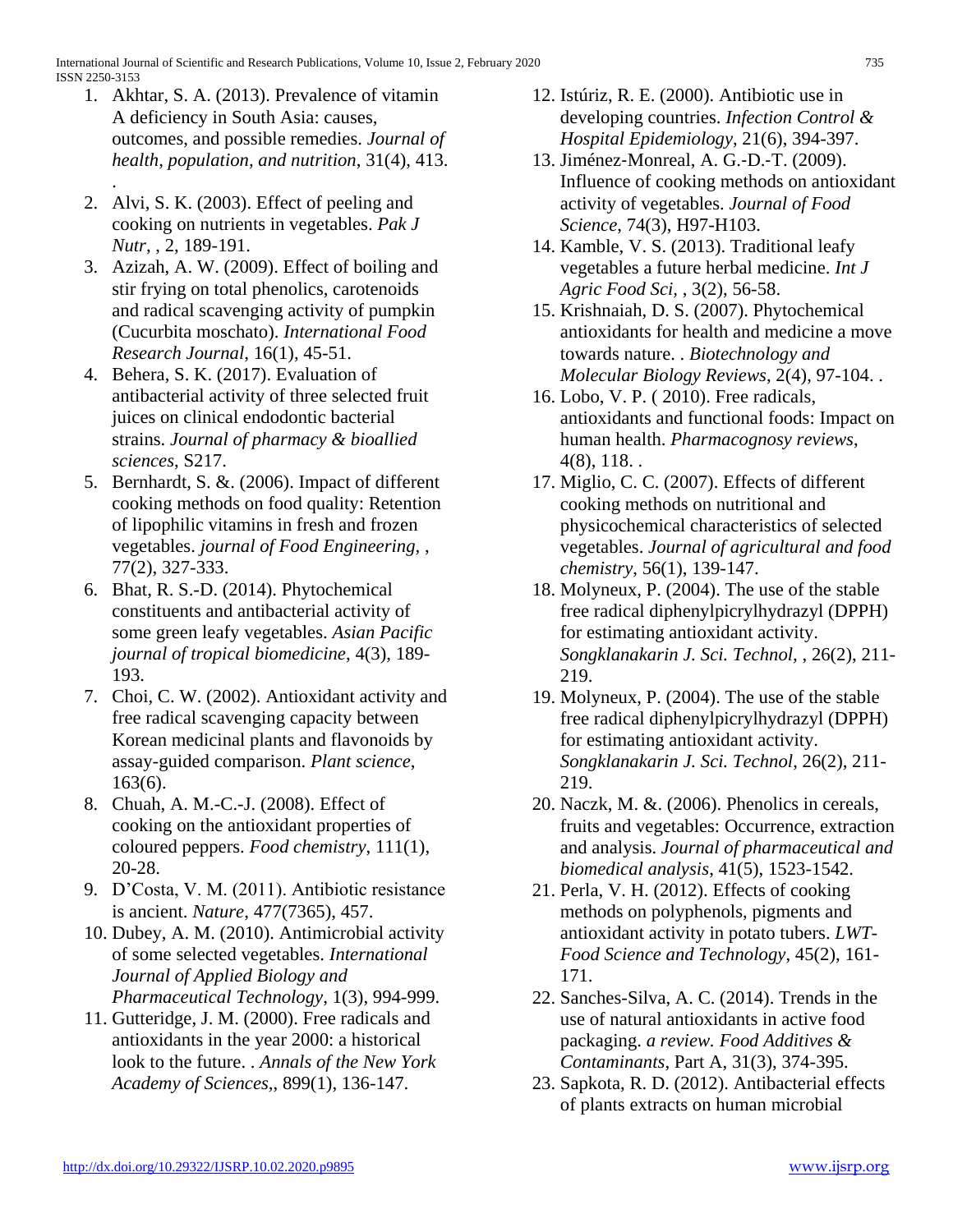1. Akhtar, S. A. (2013). Prevalence of vitamin A deficiency in South Asia: causes, outcomes, and possible remedies. *Journal of health, population, and nutrition*, 31(4), 413. .
2. Alvi, S. K. (2003). Effect of peeling and cooking on nutrients in vegetables. *Pak J Nutr*, , 2, 189-191.
3. Azizah, A. W. (2009). Effect of boiling and stir frying on total phenolics, carotenoids and radical scavenging activity of pumpkin (Cucurbita moschato). *International Food Research Journal*, 16(1), 45-51.
4. Behera, S. K. (2017). Evaluation of antibacterial activity of three selected fruit juices on clinical endodontic bacterial strains. *Journal of pharmacy & bioallied sciences*, S217.
5. Bernhardt, S. &. (2006). Impact of different cooking methods on food quality: Retention of lipophilic vitamins in fresh and frozen vegetables. *journal of Food Engineering*, , 77(2), 327-333.
6. Bhat, R. S.-D. (2014). Phytochemical constituents and antibacterial activity of some green leafy vegetables. *Asian Pacific journal of tropical biomedicine*, 4(3), 189-193.
7. Choi, C. W. (2002). Antioxidant activity and free radical scavenging capacity between Korean medicinal plants and flavonoids by assay-guided comparison. *Plant science*, 163(6).
8. Chuah, A. M.-C.-J. (2008). Effect of cooking on the antioxidant properties of coloured peppers. *Food chemistry*, 111(1), 20-28.
9. D'Costa, V. M. (2011). Antibiotic resistance is ancient. *Nature*, 477(7365), 457.
10. Dubey, A. M. (2010). Antimicrobial activity of some selected vegetables. *International Journal of Applied Biology and Pharmaceutical Technology*, 1(3), 994-999.
11. Gutteridge, J. M. (2000). Free radicals and antioxidants in the year 2000: a historical look to the future. . *Annals of the New York Academy of Sciences*,, 899(1), 136-147.
12. Istúriz, R. E. (2000). Antibiotic use in developing countries. *Infection Control & Hospital Epidemiology*, 21(6), 394-397.
13. Jiménez-Monreal, A. G.-D.-T. (2009). Influence of cooking methods on antioxidant activity of vegetables. *Journal of Food Science*, 74(3), H97-H103.
14. Kamble, V. S. (2013). Traditional leafy vegetables a future herbal medicine. *Int J Agric Food Sci*, , 3(2), 56-58.
15. Krishnaiah, D. S. (2007). Phytochemical antioxidants for health and medicine a move towards nature. . *Biotechnology and Molecular Biology Reviews*, 2(4), 97-104. .
16. Lobo, V. P. ( 2010). Free radicals, antioxidants and functional foods: Impact on human health. *Pharmacognosy reviews*, 4(8), 118. .
17. Miglio, C. C. (2007). Effects of different cooking methods on nutritional and physicochemical characteristics of selected vegetables. *Journal of agricultural and food chemistry*, 56(1), 139-147.
18. Molyneux, P. (2004). The use of the stable free radical diphenylpicrylhydrazyl (DPPH) for estimating antioxidant activity. *Songklanakarin J. Sci. Technol*, , 26(2), 211-219.
19. Molyneux, P. (2004). The use of the stable free radical diphenylpicrylhydrazyl (DPPH) for estimating antioxidant activity. *Songklanakarin J. Sci. Technol*, 26(2), 211-219.
20. Naczk, M. &. (2006). Phenolics in cereals, fruits and vegetables: Occurrence, extraction and analysis. *Journal of pharmaceutical and biomedical analysis*, 41(5), 1523-1542.
21. Perla, V. H. (2012). Effects of cooking methods on polyphenols, pigments and antioxidant activity in potato tubers. *LWT-Food Science and Technology*, 45(2), 161-171.
22. Sanches-Silva, A. C. (2014). Trends in the use of natural antioxidants in active food packaging. *a review. Food Additives & Contaminants*, Part A, 31(3), 374-395.
23. Sapkota, R. D. (2012). Antibacterial effects of plants extracts on human microbial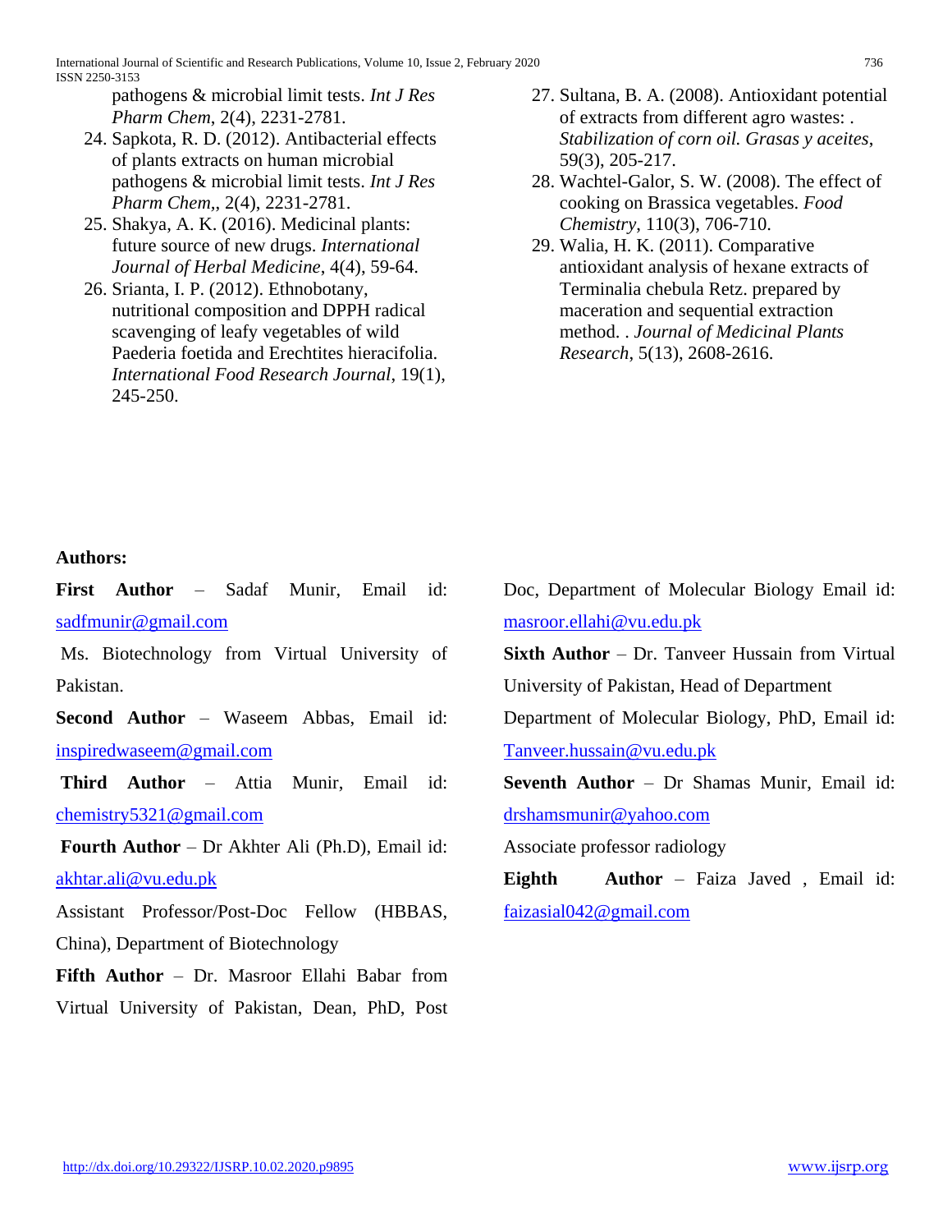pathogens & microbial limit tests. *Int J Res Pharm Chem*, 2(4), 2231-2781.

24. Sapkota, R. D. (2012). Antibacterial effects of plants extracts on human microbial pathogens & microbial limit tests. *Int J Res Pharm Chem,*, 2(4), 2231-2781.
25. Shakya, A. K. (2016). Medicinal plants: future source of new drugs. *International Journal of Herbal Medicine*, 4(4), 59-64.
26. Srianta, I. P. (2012). Ethnobotany, nutritional composition and DPPH radical scavenging of leafy vegetables of wild Paederia foetida and Erechtites hieracifolia. *International Food Research Journal*, 19(1), 245-250.
27. Sultana, B. A. (2008). Antioxidant potential of extracts from different agro wastes: . *Stabilization of corn oil. Grasas y aceites*, 59(3), 205-217.
28. Wachtel-Galor, S. W. (2008). The effect of cooking on Brassica vegetables. *Food Chemistry*, 110(3), 706-710.
29. Walia, H. K. (2011). Comparative antioxidant analysis of hexane extracts of Terminalia chebula Retz. prepared by maceration and sequential extraction method. . *Journal of Medicinal Plants Research*, 5(13), 2608-2616.

**Authors:**

**First Author** – Sadaf Munir, Email id: sadfmunir@gmail.com

Ms. Biotechnology from Virtual University of Pakistan.

**Second Author** – Waseem Abbas, Email id: inspiredwaseem@gmail.com

**Third Author** – Attia Munir, Email id: chemistry5321@gmail.com

**Fourth Author** – Dr Akhter Ali (Ph.D), Email id: akhtar.ali@vu.edu.pk

Assistant Professor/Post-Doc Fellow (HBBAS, China), Department of Biotechnology

**Fifth Author** – Dr. Masroor Ellahi Babar from Virtual University of Pakistan, Dean, PhD, Post Doc, Department of Molecular Biology Email id: masroor.ellahi@vu.edu.pk

**Sixth Author** – Dr. Tanveer Hussain from Virtual University of Pakistan, Head of Department

Department of Molecular Biology, PhD, Email id: Tanveer.hussain@vu.edu.pk

**Seventh Author** – Dr Shamas Munir, Email id: drshamsmunir@yahoo.com

Associate professor radiology

**Eighth Author** – Faiza Javed , Email id: faizasial042@gmail.com